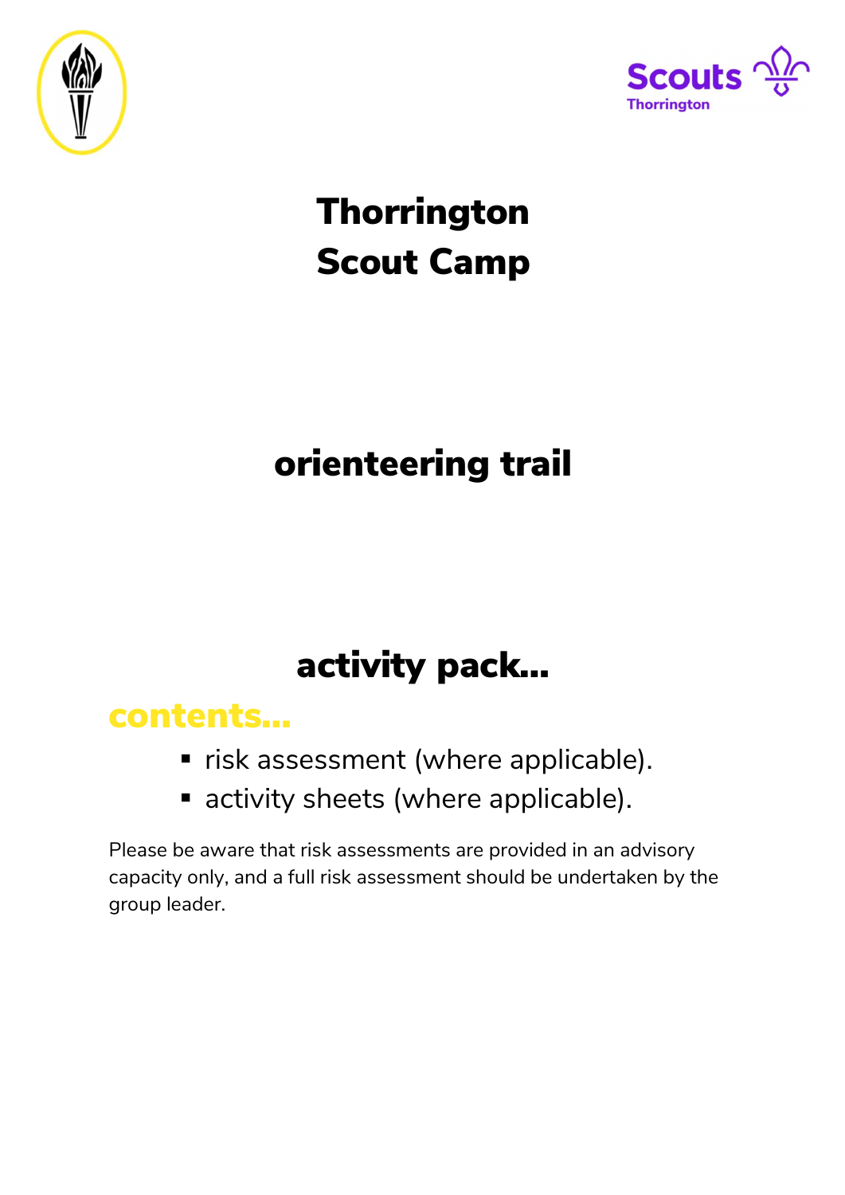Scouts
Thorrington

# Thorrington Scout Camp

# orienteering trail

## activity pack...

### contents...

- risk assessment (where applicable).
- activity sheets (where applicable).

Please be aware that risk assessments are provided in an advisory capacity only, and a full risk assessment should be undertaken by the group leader.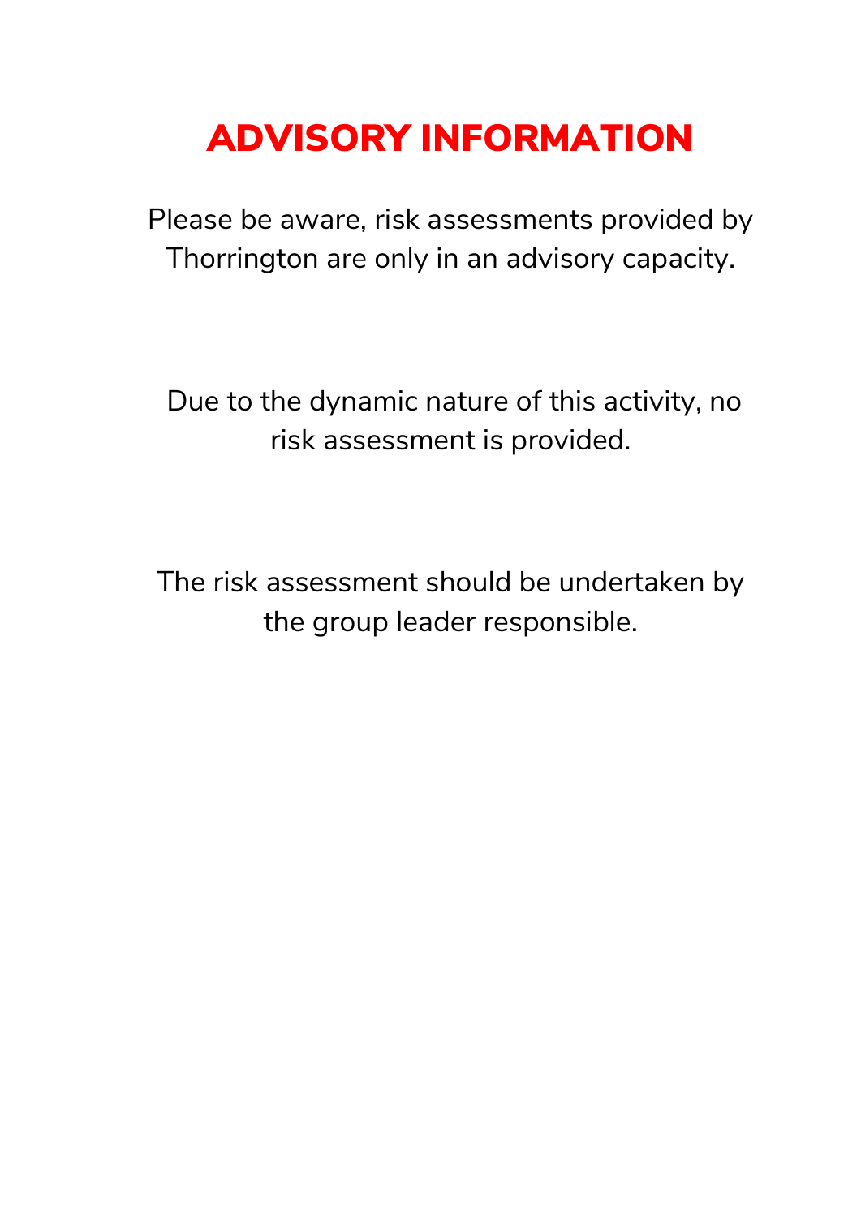# ADVISORY INFORMATION

Please be aware, risk assessments provided by Thorrington are only in an advisory capacity.

Due to the dynamic nature of this activity, no risk assessment is provided.

The risk assessment should be undertaken by the group leader responsible.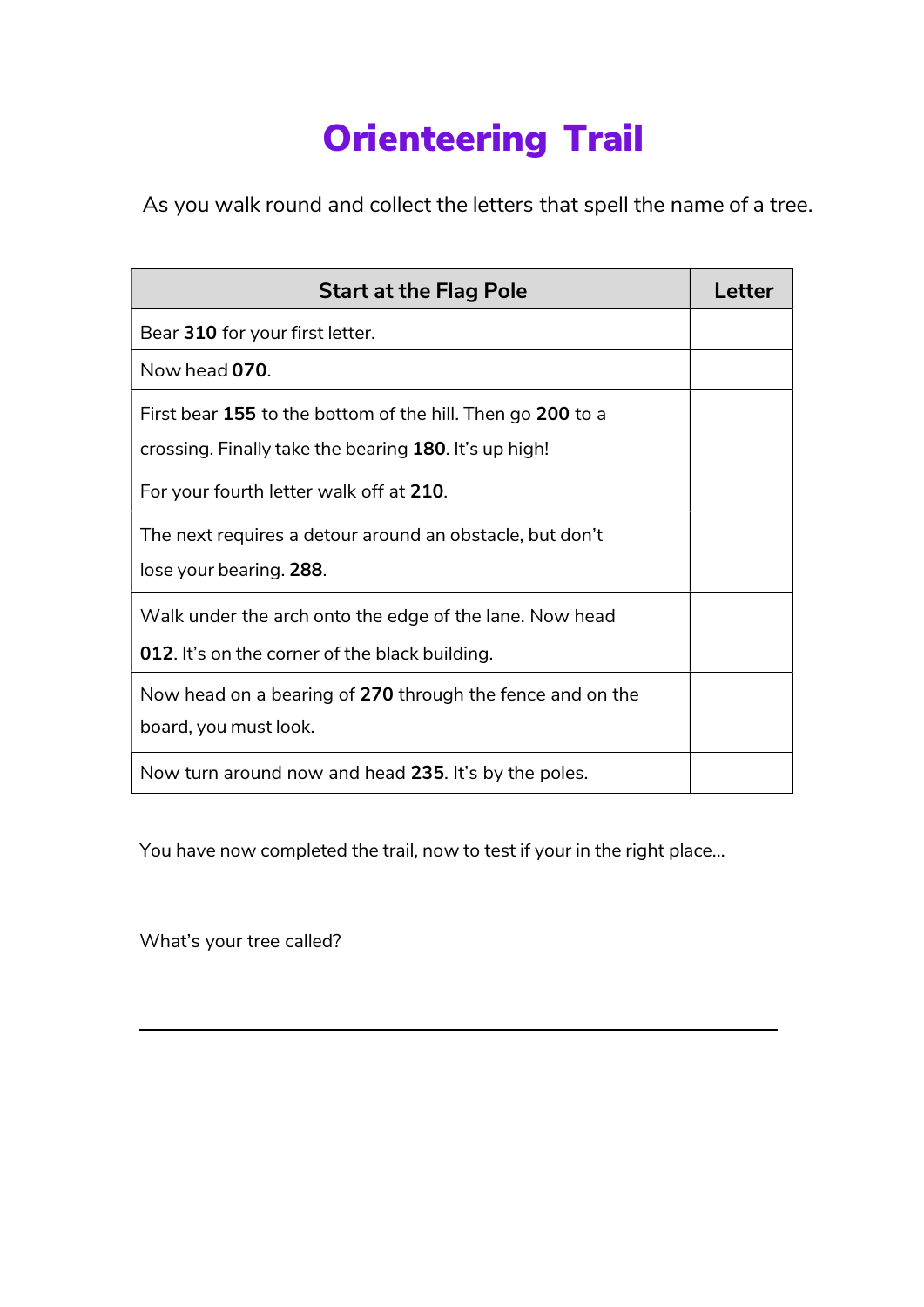# Orienteering Trail

As you walk round and collect the letters that spell the name of a tree.

| Start at the Flag Pole | Letter |
|---|---|
| Bear **310** for your first letter. | |
| Now head **070**. | |
| First bear **155** to the bottom of the hill. Then go **200** to a crossing. Finally take the bearing **180**. It's up high! | |
| For your fourth letter walk off at **210**. | |
| The next requires a detour around an obstacle, but don't lose your bearing. **288**. | |
| Walk under the arch onto the edge of the lane. Now head **012**. It's on the corner of the black building. | |
| Now head on a bearing of **270** through the fence and on the board, you must look. | |
| Now turn around now and head **235**. It's by the poles. | |

You have now completed the trail, now to test if your in the right place...

What's your tree called?

______________________________________________